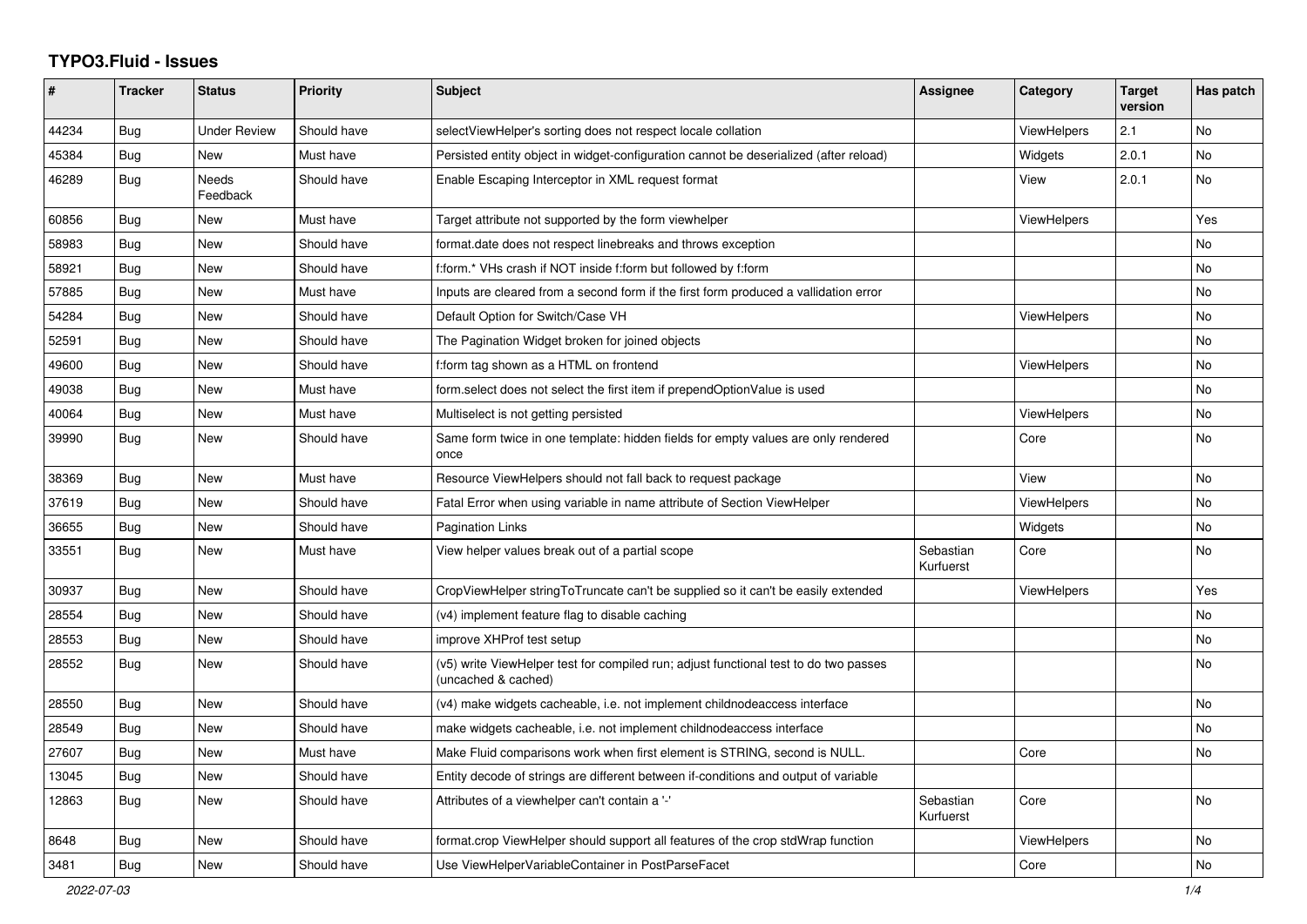# TYPO3.Fluid - Issues

| # | Tracker | Status | Priority | Subject | Assignee | Category | Target version | Has patch |
|---|---|---|---|---|---|---|---|---|
| 44234 | Bug | Under Review | Should have | selectViewHelper's sorting does not respect locale collation | | ViewHelpers | 2.1 | No |
| 45384 | Bug | New | Must have | Persisted entity object in widget-configuration cannot be deserialized (after reload) | | Widgets | 2.0.1 | No |
| 46289 | Bug | Needs Feedback | Should have | Enable Escaping Interceptor in XML request format | | View | 2.0.1 | No |
| 60856 | Bug | New | Must have | Target attribute not supported by the form viewhelper | | ViewHelpers | | Yes |
| 58983 | Bug | New | Should have | format.date does not respect linebreaks and throws exception | | | | No |
| 58921 | Bug | New | Should have | f:form.* VHs crash if NOT inside f:form but followed by f:form | | | | No |
| 57885 | Bug | New | Must have | Inputs are cleared from a second form if the first form produced a vallidation error | | | | No |
| 54284 | Bug | New | Should have | Default Option for Switch/Case VH | | ViewHelpers | | No |
| 52591 | Bug | New | Should have | The Pagination Widget broken for joined objects | | | | No |
| 49600 | Bug | New | Should have | f:form tag shown as a HTML on frontend | | ViewHelpers | | No |
| 49038 | Bug | New | Must have | form.select does not select the first item if prependOptionValue is used | | | | No |
| 40064 | Bug | New | Must have | Multiselect is not getting persisted | | ViewHelpers | | No |
| 39990 | Bug | New | Should have | Same form twice in one template: hidden fields for empty values are only rendered once | | Core | | No |
| 38369 | Bug | New | Must have | Resource ViewHelpers should not fall back to request package | | View | | No |
| 37619 | Bug | New | Should have | Fatal Error when using variable in name attribute of Section ViewHelper | | ViewHelpers | | No |
| 36655 | Bug | New | Should have | Pagination Links | | Widgets | | No |
| 33551 | Bug | New | Must have | View helper values break out of a partial scope | Sebastian Kurfuerst | Core | | No |
| 30937 | Bug | New | Should have | CropViewHelper stringToTruncate can't be supplied so it can't be easily extended | | ViewHelpers | | Yes |
| 28554 | Bug | New | Should have | (v4) implement feature flag to disable caching | | | | No |
| 28553 | Bug | New | Should have | improve XHProf test setup | | | | No |
| 28552 | Bug | New | Should have | (v5) write ViewHelper test for compiled run; adjust functional test to do two passes (uncached & cached) | | | | No |
| 28550 | Bug | New | Should have | (v4) make widgets cacheable, i.e. not implement childnodeaccess interface | | | | No |
| 28549 | Bug | New | Should have | make widgets cacheable, i.e. not implement childnodeaccess interface | | | | No |
| 27607 | Bug | New | Must have | Make Fluid comparisons work when first element is STRING, second is NULL. | | Core | | No |
| 13045 | Bug | New | Should have | Entity decode of strings are different between if-conditions and output of variable | | | | |
| 12863 | Bug | New | Should have | Attributes of a viewhelper can't contain a '-' | Sebastian Kurfuerst | Core | | No |
| 8648 | Bug | New | Should have | format.crop ViewHelper should support all features of the crop stdWrap function | | ViewHelpers | | No |
| 3481 | Bug | New | Should have | Use ViewHelperVariableContainer in PostParseFacet | | Core | | No |

2022-07-03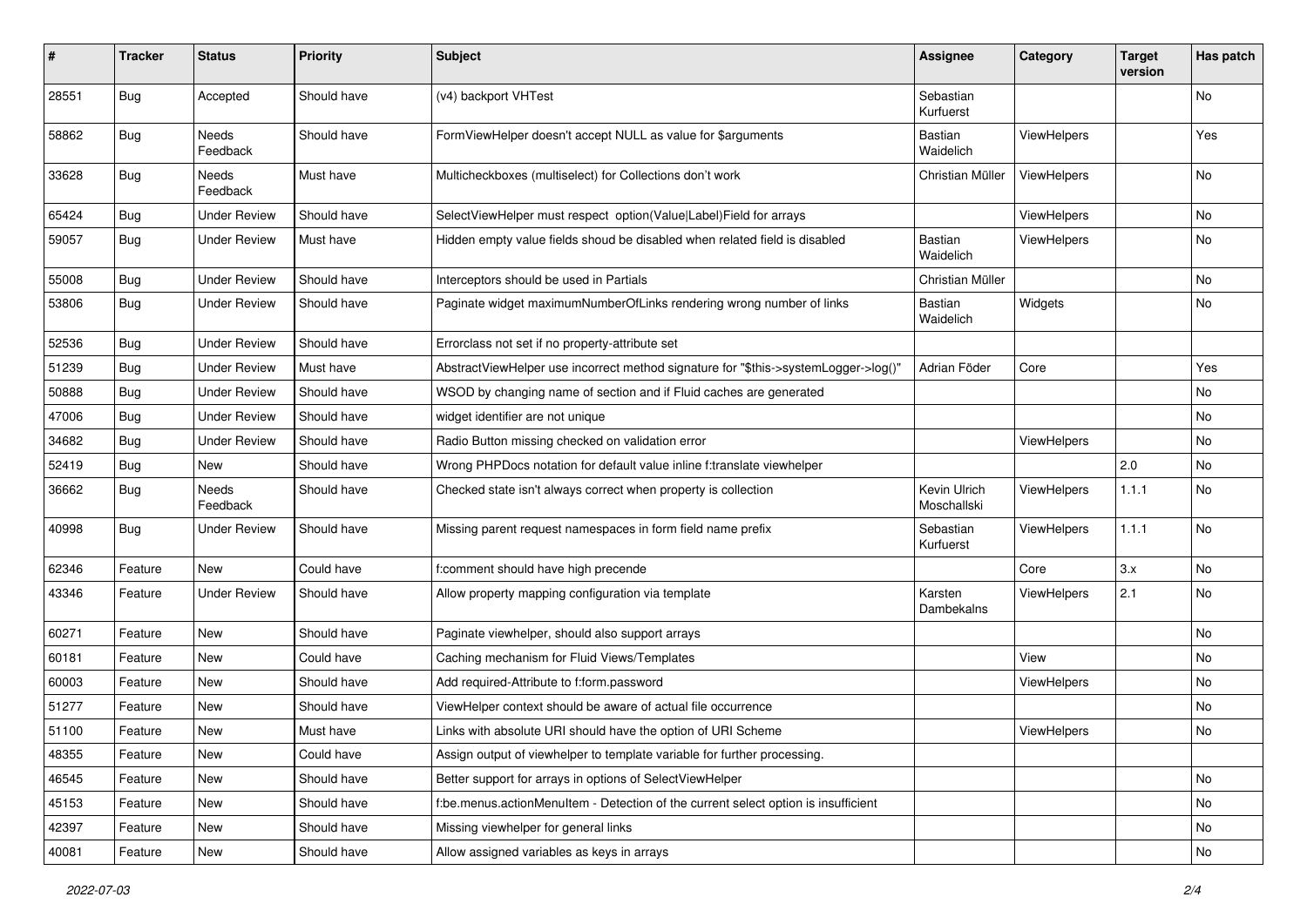| # | Tracker | Status | Priority | Subject | Assignee | Category | Target version | Has patch |
|---|---|---|---|---|---|---|---|---|
| 28551 | Bug | Accepted | Should have | (v4) backport VHTest | Sebastian Kurfuerst | | | No |
| 58862 | Bug | Needs Feedback | Should have | FormViewHelper doesn't accept NULL as value for $arguments | Bastian Waidelich | ViewHelpers | | Yes |
| 33628 | Bug | Needs Feedback | Must have | Multicheckboxes (multiselect) for Collections don't work | Christian Müller | ViewHelpers | | No |
| 65424 | Bug | Under Review | Should have | SelectViewHelper must respect option(Value\|Label)Field for arrays | | ViewHelpers | | No |
| 59057 | Bug | Under Review | Must have | Hidden empty value fields shoud be disabled when related field is disabled | Bastian Waidelich | ViewHelpers | | No |
| 55008 | Bug | Under Review | Should have | Interceptors should be used in Partials | Christian Müller | | | No |
| 53806 | Bug | Under Review | Should have | Paginate widget maximumNumberOfLinks rendering wrong number of links | Bastian Waidelich | Widgets | | No |
| 52536 | Bug | Under Review | Should have | Errorclass not set if no property-attribute set | | | | |
| 51239 | Bug | Under Review | Must have | AbstractViewHelper use incorrect method signature for "$this->systemLogger->log()" | Adrian Föder | Core | | Yes |
| 50888 | Bug | Under Review | Should have | WSOD by changing name of section and if Fluid caches are generated | | | | No |
| 47006 | Bug | Under Review | Should have | widget identifier are not unique | | | | No |
| 34682 | Bug | Under Review | Should have | Radio Button missing checked on validation error | | ViewHelpers | | No |
| 52419 | Bug | New | Should have | Wrong PHPDocs notation for default value inline f:translate viewhelper | | | 2.0 | No |
| 36662 | Bug | Needs Feedback | Should have | Checked state isn't always correct when property is collection | Kevin Ulrich Moschallski | ViewHelpers | 1.1.1 | No |
| 40998 | Bug | Under Review | Should have | Missing parent request namespaces in form field name prefix | Sebastian Kurfuerst | ViewHelpers | 1.1.1 | No |
| 62346 | Feature | New | Could have | f:comment should have high precende | | Core | 3.x | No |
| 43346 | Feature | Under Review | Should have | Allow property mapping configuration via template | Karsten Dambekalns | ViewHelpers | 2.1 | No |
| 60271 | Feature | New | Should have | Paginate viewhelper, should also support arrays | | | | No |
| 60181 | Feature | New | Could have | Caching mechanism for Fluid Views/Templates | | View | | No |
| 60003 | Feature | New | Should have | Add required-Attribute to f:form.password | | ViewHelpers | | No |
| 51277 | Feature | New | Should have | ViewHelper context should be aware of actual file occurrence | | | | No |
| 51100 | Feature | New | Must have | Links with absolute URI should have the option of URI Scheme | | ViewHelpers | | No |
| 48355 | Feature | New | Could have | Assign output of viewhelper to template variable for further processing. | | | | |
| 46545 | Feature | New | Should have | Better support for arrays in options of SelectViewHelper | | | | No |
| 45153 | Feature | New | Should have | f:be.menus.actionMenuItem - Detection of the current select option is insufficient | | | | No |
| 42397 | Feature | New | Should have | Missing viewhelper for general links | | | | No |
| 40081 | Feature | New | Should have | Allow assigned variables as keys in arrays | | | | No |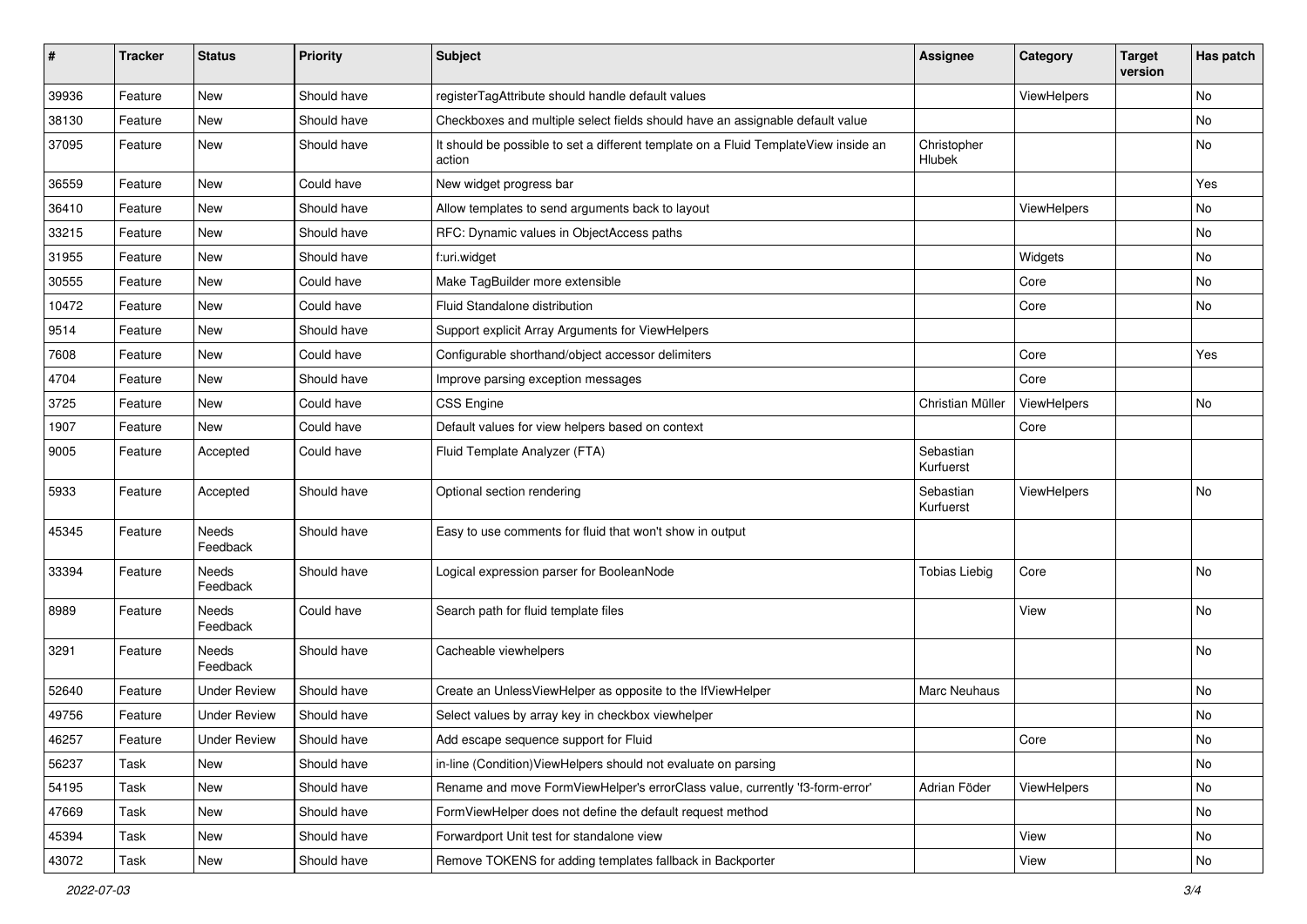| # | Tracker | Status | Priority | Subject | Assignee | Category | Target version | Has patch |
|---|---|---|---|---|---|---|---|---|
| 39936 | Feature | New | Should have | registerTagAttribute should handle default values | | ViewHelpers | | No |
| 38130 | Feature | New | Should have | Checkboxes and multiple select fields should have an assignable default value | | | | No |
| 37095 | Feature | New | Should have | It should be possible to set a different template on a Fluid TemplateView inside an action | Christopher Hlubek | | | No |
| 36559 | Feature | New | Could have | New widget progress bar | | | | Yes |
| 36410 | Feature | New | Should have | Allow templates to send arguments back to layout | | ViewHelpers | | No |
| 33215 | Feature | New | Should have | RFC: Dynamic values in ObjectAccess paths | | | | No |
| 31955 | Feature | New | Should have | f:uri.widget | | Widgets | | No |
| 30555 | Feature | New | Could have | Make TagBuilder more extensible | | Core | | No |
| 10472 | Feature | New | Could have | Fluid Standalone distribution | | Core | | No |
| 9514 | Feature | New | Should have | Support explicit Array Arguments for ViewHelpers | | | | |
| 7608 | Feature | New | Could have | Configurable shorthand/object accessor delimiters | | Core | | Yes |
| 4704 | Feature | New | Should have | Improve parsing exception messages | | Core | | |
| 3725 | Feature | New | Could have | CSS Engine | Christian Müller | ViewHelpers | | No |
| 1907 | Feature | New | Could have | Default values for view helpers based on context | | Core | | |
| 9005 | Feature | Accepted | Could have | Fluid Template Analyzer (FTA) | Sebastian Kurfuerst | | | |
| 5933 | Feature | Accepted | Should have | Optional section rendering | Sebastian Kurfuerst | ViewHelpers | | No |
| 45345 | Feature | Needs Feedback | Should have | Easy to use comments for fluid that won't show in output | | | | |
| 33394 | Feature | Needs Feedback | Should have | Logical expression parser for BooleanNode | Tobias Liebig | Core | | No |
| 8989 | Feature | Needs Feedback | Could have | Search path for fluid template files | | View | | No |
| 3291 | Feature | Needs Feedback | Should have | Cacheable viewhelpers | | | | No |
| 52640 | Feature | Under Review | Should have | Create an UnlessViewHelper as opposite to the IfViewHelper | Marc Neuhaus | | | No |
| 49756 | Feature | Under Review | Should have | Select values by array key in checkbox viewhelper | | | | No |
| 46257 | Feature | Under Review | Should have | Add escape sequence support for Fluid | | Core | | No |
| 56237 | Task | New | Should have | in-line (Condition)ViewHelpers should not evaluate on parsing | | | | No |
| 54195 | Task | New | Should have | Rename and move FormViewHelper's errorClass value, currently 'f3-form-error' | Adrian Föder | ViewHelpers | | No |
| 47669 | Task | New | Should have | FormViewHelper does not define the default request method | | | | No |
| 45394 | Task | New | Should have | Forwardport Unit test for standalone view | | View | | No |
| 43072 | Task | New | Should have | Remove TOKENS for adding templates fallback in Backporter | | View | | No |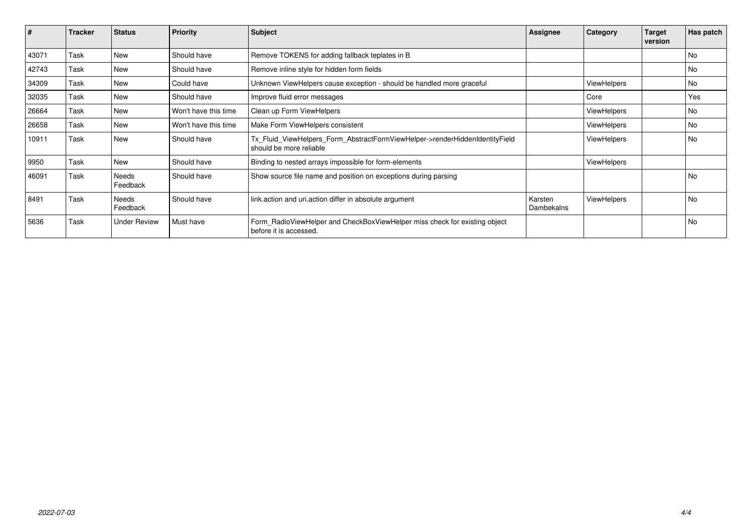| # | Tracker | Status | Priority | Subject | Assignee | Category | Target version | Has patch |
|---|---|---|---|---|---|---|---|---|
| 43071 | Task | New | Should have | Remove TOKENS for adding fallback teplates in B | | | | No |
| 42743 | Task | New | Should have | Remove inline style for hidden form fields | | | | No |
| 34309 | Task | New | Could have | Unknown ViewHelpers cause exception - should be handled more graceful | | ViewHelpers | | No |
| 32035 | Task | New | Should have | Improve fluid error messages | | Core | | Yes |
| 26664 | Task | New | Won't have this time | Clean up Form ViewHelpers | | ViewHelpers | | No |
| 26658 | Task | New | Won't have this time | Make Form ViewHelpers consistent | | ViewHelpers | | No |
| 10911 | Task | New | Should have | Tx_Fluid_ViewHelpers_Form_AbstractFormViewHelper->renderHiddenIdentityField should be more reliable | | ViewHelpers | | No |
| 9950 | Task | New | Should have | Binding to nested arrays impossible for form-elements | | ViewHelpers | | |
| 46091 | Task | Needs Feedback | Should have | Show source file name and position on exceptions during parsing | | | | No |
| 8491 | Task | Needs Feedback | Should have | link.action and uri.action differ in absolute argument | Karsten Dambekalns | ViewHelpers | | No |
| 5636 | Task | Under Review | Must have | Form_RadioViewHelper and CheckBoxViewHelper miss check for existing object before it is accessed. | | | | No |

*2022-07-03*